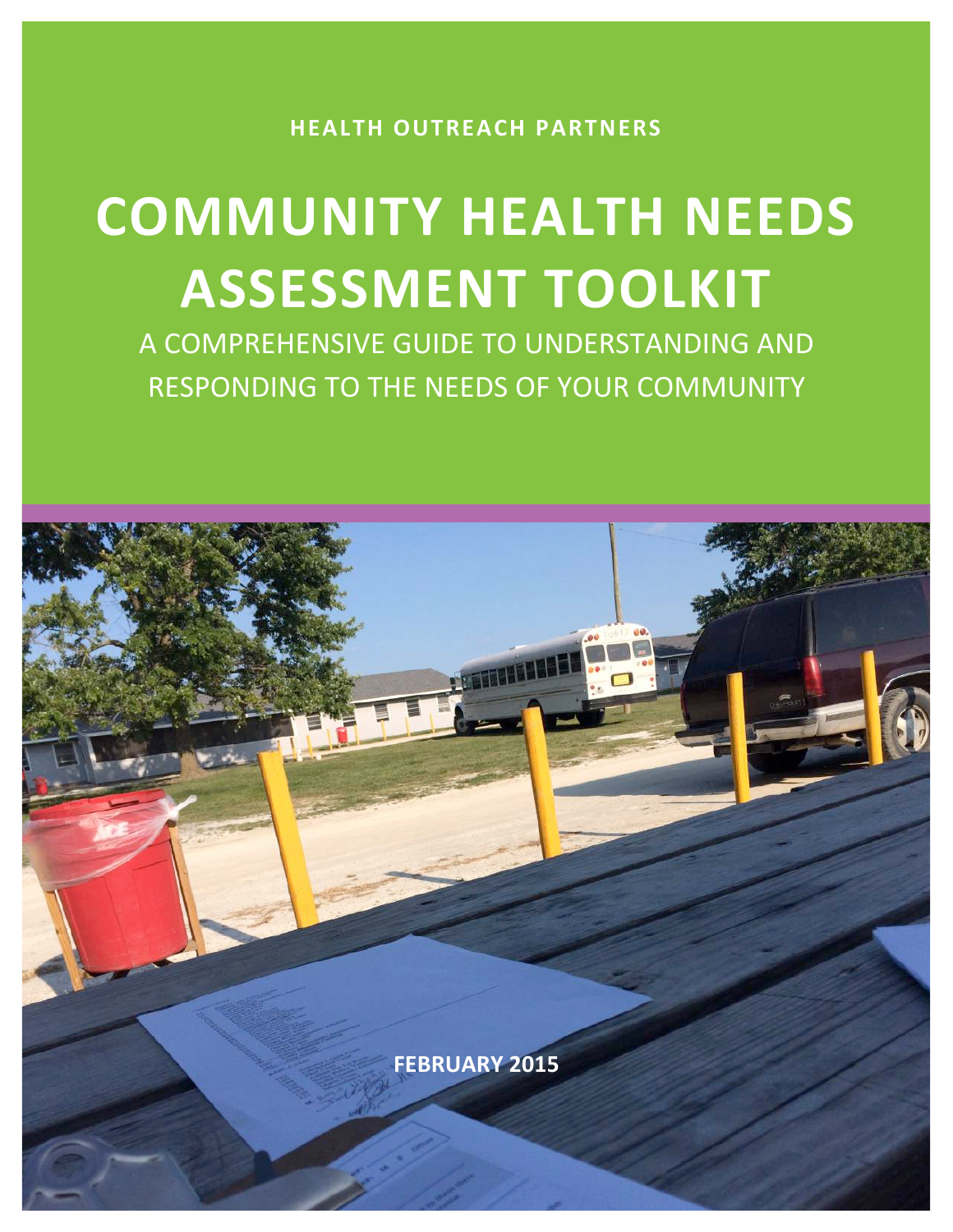HEALTH OUTREACH PARTNERS

# COMMUNITY HEALTH NEEDS ASSESSMENT TOOLKIT

A COMPREHENSIVE GUIDE TO UNDERSTANDING AND RESPONDING TO THE NEEDS OF YOUR COMMUNITY

**FEBRUARY 2015**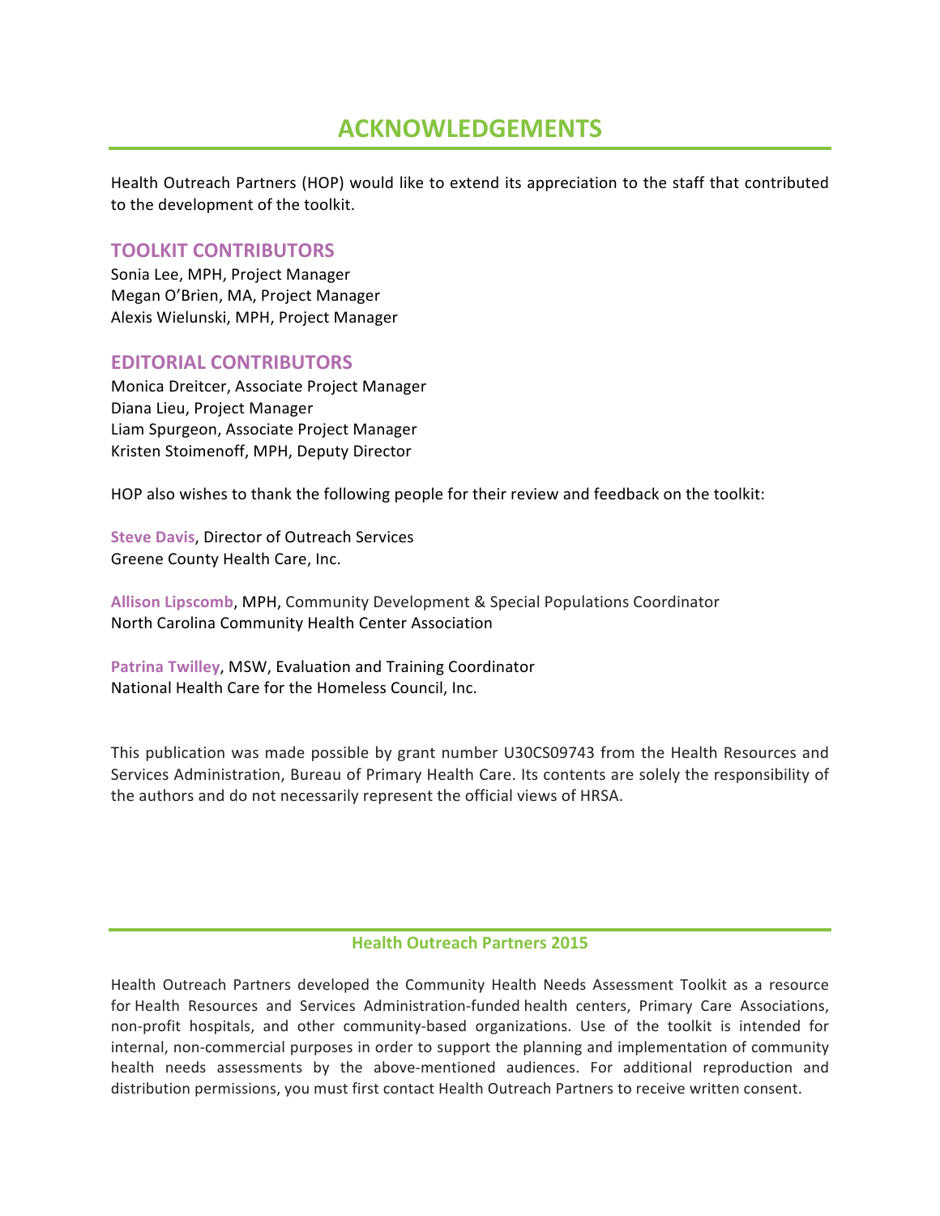# ACKNOWLEDGEMENTS

Health Outreach Partners (HOP) would like to extend its appreciation to the staff that contributed to the development of the toolkit.

## TOOLKIT CONTRIBUTORS

Sonia Lee, MPH, Project Manager
Megan O'Brien, MA, Project Manager
Alexis Wielunski, MPH, Project Manager

## EDITORIAL CONTRIBUTORS

Monica Dreitcer, Associate Project Manager
Diana Lieu, Project Manager
Liam Spurgeon, Associate Project Manager
Kristen Stoimenoff, MPH, Deputy Director

HOP also wishes to thank the following people for their review and feedback on the toolkit:

**Steve Davis**, Director of Outreach Services
Greene County Health Care, Inc.

**Allison Lipscomb**, MPH, Community Development & Special Populations Coordinator
North Carolina Community Health Center Association

**Patrina Twilley**, MSW, Evaluation and Training Coordinator
National Health Care for the Homeless Council, Inc.

This publication was made possible by grant number U30CS09743 from the Health Resources and Services Administration, Bureau of Primary Health Care. Its contents are solely the responsibility of the authors and do not necessarily represent the official views of HRSA.

**Health Outreach Partners 2015**

Health Outreach Partners developed the Community Health Needs Assessment Toolkit as a resource for Health Resources and Services Administration-funded health centers, Primary Care Associations, non-profit hospitals, and other community-based organizations. Use of the toolkit is intended for internal, non-commercial purposes in order to support the planning and implementation of community health needs assessments by the above-mentioned audiences. For additional reproduction and distribution permissions, you must first contact Health Outreach Partners to receive written consent.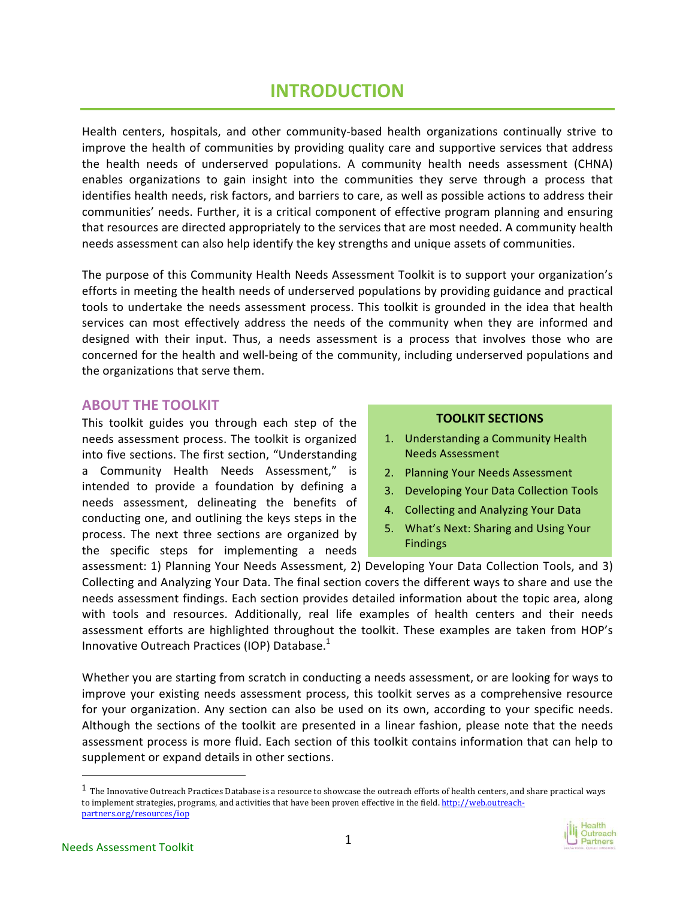# INTRODUCTION

Health centers, hospitals, and other community-based health organizations continually strive to improve the health of communities by providing quality care and supportive services that address the health needs of underserved populations. A community health needs assessment (CHNA) enables organizations to gain insight into the communities they serve through a process that identifies health needs, risk factors, and barriers to care, as well as possible actions to address their communities' needs. Further, it is a critical component of effective program planning and ensuring that resources are directed appropriately to the services that are most needed. A community health needs assessment can also help identify the key strengths and unique assets of communities.

The purpose of this Community Health Needs Assessment Toolkit is to support your organization's efforts in meeting the health needs of underserved populations by providing guidance and practical tools to undertake the needs assessment process. This toolkit is grounded in the idea that health services can most effectively address the needs of the community when they are informed and designed with their input. Thus, a needs assessment is a process that involves those who are concerned for the health and well-being of the community, including underserved populations and the organizations that serve them.

## ABOUT THE TOOLKIT

This toolkit guides you through each step of the needs assessment process. The toolkit is organized into five sections. The first section, "Understanding a Community Health Needs Assessment," is intended to provide a foundation by defining a needs assessment, delineating the benefits of conducting one, and outlining the keys steps in the process. The next three sections are organized by the specific steps for implementing a needs assessment: 1) Planning Your Needs Assessment, 2) Developing Your Data Collection Tools, and 3) Collecting and Analyzing Your Data. The final section covers the different ways to share and use the needs assessment findings. Each section provides detailed information about the topic area, along with tools and resources. Additionally, real life examples of health centers and their needs assessment efforts are highlighted throughout the toolkit. These examples are taken from HOP's Innovative Outreach Practices (IOP) Database.[1]

**TOOLKIT SECTIONS**

1. Understanding a Community Health Needs Assessment
2. Planning Your Needs Assessment
3. Developing Your Data Collection Tools
4. Collecting and Analyzing Your Data
5. What's Next: Sharing and Using Your Findings

Whether you are starting from scratch in conducting a needs assessment, or are looking for ways to improve your existing needs assessment process, this toolkit serves as a comprehensive resource for your organization. Any section can also be used on its own, according to your specific needs. Although the sections of the toolkit are presented in a linear fashion, please note that the needs assessment process is more fluid. Each section of this toolkit contains information that can help to supplement or expand details in other sections.

[1] The Innovative Outreach Practices Database is a resource to showcase the outreach efforts of health centers, and share practical ways to implement strategies, programs, and activities that have been proven effective in the field. http://web.outreach-partners.org/resources/iop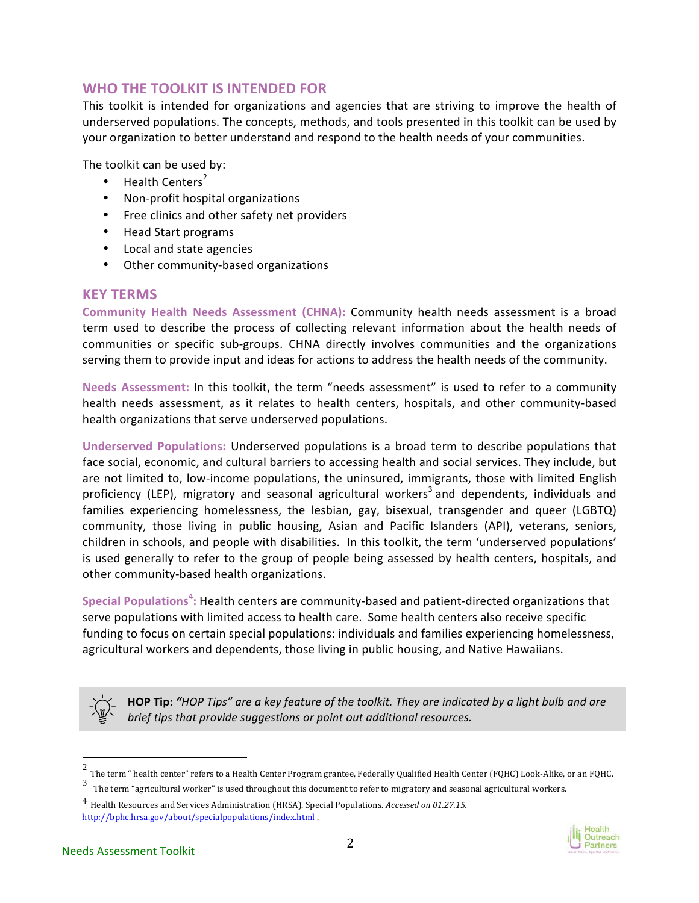## WHO THE TOOLKIT IS INTENDED FOR

This toolkit is intended for organizations and agencies that are striving to improve the health of underserved populations. The concepts, methods, and tools presented in this toolkit can be used by your organization to better understand and respond to the health needs of your communities.

The toolkit can be used by:

- Health Centers[2]
- Non-profit hospital organizations
- Free clinics and other safety net providers
- Head Start programs
- Local and state agencies
- Other community-based organizations

## KEY TERMS

**Community Health Needs Assessment (CHNA):** Community health needs assessment is a broad term used to describe the process of collecting relevant information about the health needs of communities or specific sub-groups. CHNA directly involves communities and the organizations serving them to provide input and ideas for actions to address the health needs of the community.

**Needs Assessment:** In this toolkit, the term "needs assessment" is used to refer to a community health needs assessment, as it relates to health centers, hospitals, and other community-based health organizations that serve underserved populations.

**Underserved Populations:** Underserved populations is a broad term to describe populations that face social, economic, and cultural barriers to accessing health and social services. They include, but are not limited to, low-income populations, the uninsured, immigrants, those with limited English proficiency (LEP), migratory and seasonal agricultural workers[3] and dependents, individuals and families experiencing homelessness, the lesbian, gay, bisexual, transgender and queer (LGBTQ) community, those living in public housing, Asian and Pacific Islanders (API), veterans, seniors, children in schools, and people with disabilities. In this toolkit, the term 'underserved populations' is used generally to refer to the group of people being assessed by health centers, hospitals, and other community-based health organizations.

**Special Populations[4]:** Health centers are community-based and patient-directed organizations that serve populations with limited access to health care. Some health centers also receive specific funding to focus on certain special populations: individuals and families experiencing homelessness, agricultural workers and dependents, those living in public housing, and Native Hawaiians.

> **HOP Tip:** *"HOP Tips" are a key feature of the toolkit. They are indicated by a light bulb and are brief tips that provide suggestions or point out additional resources.*

---

[2] The term " health center" refers to a Health Center Program grantee, Federally Qualified Health Center (FQHC) Look-Alike, or an FQHC.

[3] The term "agricultural worker" is used throughout this document to refer to migratory and seasonal agricultural workers.

[4] Health Resources and Services Administration (HRSA). Special Populations. *Accessed on 01.27.15.* http://bphc.hrsa.gov/about/specialpopulations/index.html .